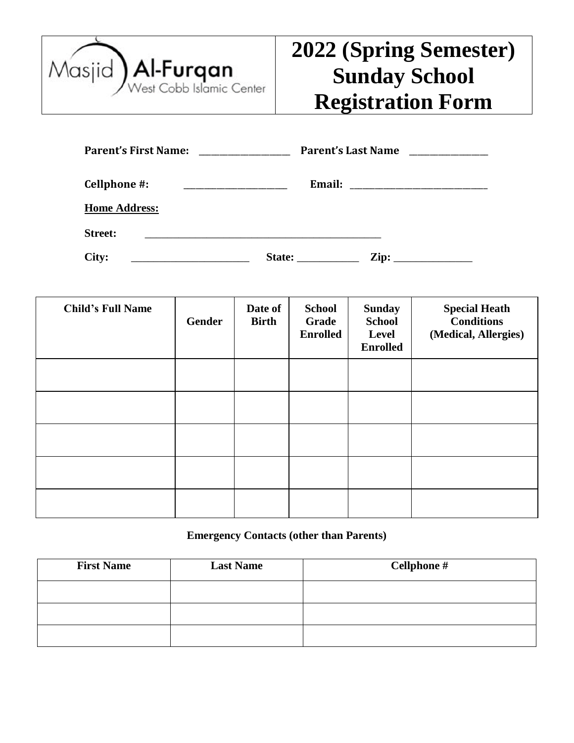Masjid Al-Furqan
West Cobb Islamic Center

# 2022 (Spring Semester) Sunday School Registration Form

**Parent's First Name:** ____________________ **Parent's Last Name** ________________

**Cellphone #:** ______________________ **Email:** ______________________________

**Home Address:**

**Street:** ______________________________________________

**City:** ______________________ **State:** ___________ **Zip:** ______________

| Child's Full Name | Gender | Date of Birth | School Grade Enrolled | Sunday School Level Enrolled | Special Heath Conditions (Medical, Allergies) |
|---|---|---|---|---|---|
| | | | | | |
| | | | | | |
| | | | | | |
| | | | | | |
| | | | | | |

**Emergency Contacts (other than Parents)**

| First Name | Last Name | Cellphone # |
|---|---|---|
| | | |
| | | |
| | | |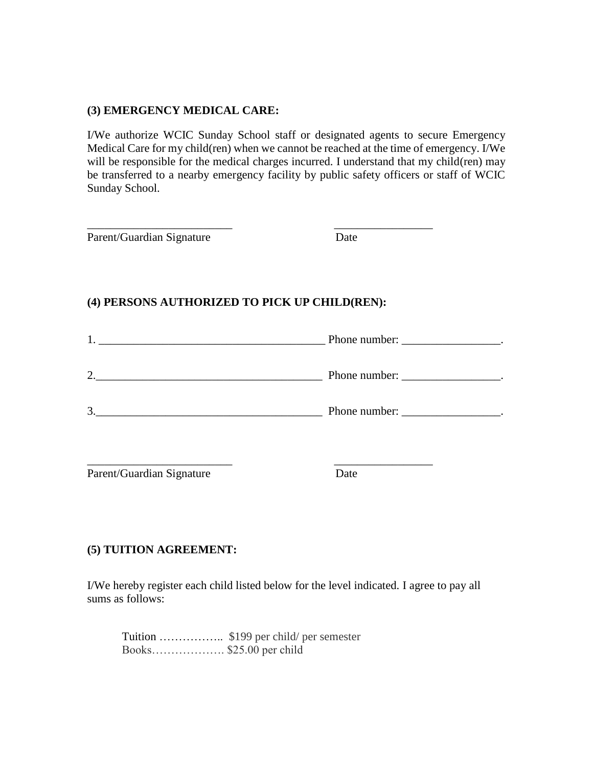**(3) EMERGENCY MEDICAL CARE:**

I/We authorize WCIC Sunday School staff or designated agents to secure Emergency Medical Care for my child(ren) when we cannot be reached at the time of emergency. I/We will be responsible for the medical charges incurred. I understand that my child(ren) may be transferred to a nearby emergency facility by public safety officers or staff of WCIC Sunday School.

_________________________ _________________

Parent/Guardian Signature Date

**(4) PERSONS AUTHORIZED TO PICK UP CHILD(REN):**

1. _______________________________________ Phone number: _________________.

2._______________________________________ Phone number: _________________.

3._______________________________________ Phone number: _________________.

_________________________ _________________

Parent/Guardian Signature Date

**(5) TUITION AGREEMENT:**

I/We hereby register each child listed below for the level indicated. I agree to pay all sums as follows:

Tuition …………….. $199 per child/ per semester
Books………………. $25.00 per child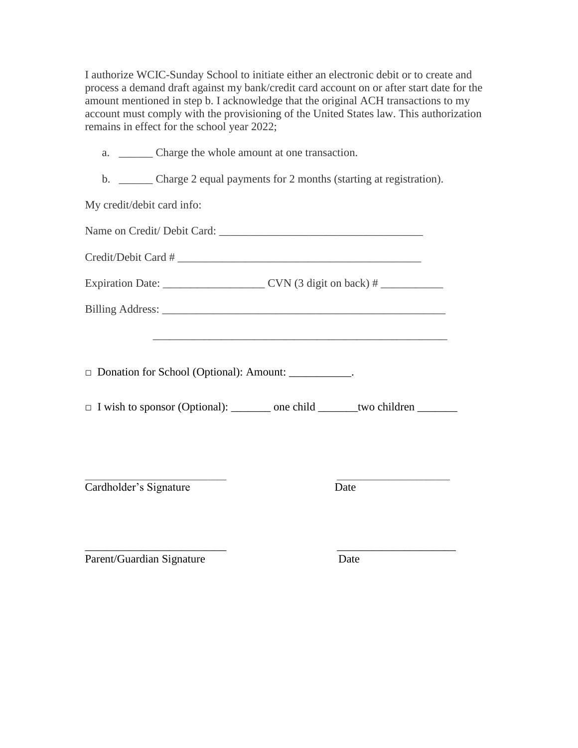I authorize WCIC-Sunday School to initiate either an electronic debit or to create and process a demand draft against my bank/credit card account on or after start date for the amount mentioned in step b. I acknowledge that the original ACH transactions to my account must comply with the provisioning of the United States law. This authorization remains in effect for the school year 2022;

a. ______ Charge the whole amount at one transaction.

b. ______ Charge 2 equal payments for 2 months (starting at registration).

My credit/debit card info:

Name on Credit/ Debit Card: ____________________________________

Credit/Debit Card # ____________________________________________

Expiration Date: __________________ CVN (3 digit on back) # ___________

Billing Address: ___________________________________________________

___________________________________________________

□ Donation for School (Optional): Amount: ___________.

□ I wish to sponsor (Optional): _______ one child _______two children _______

_________________________ ____________________

Cardholder's Signature Date

_________________________ _____________________

Parent/Guardian Signature Date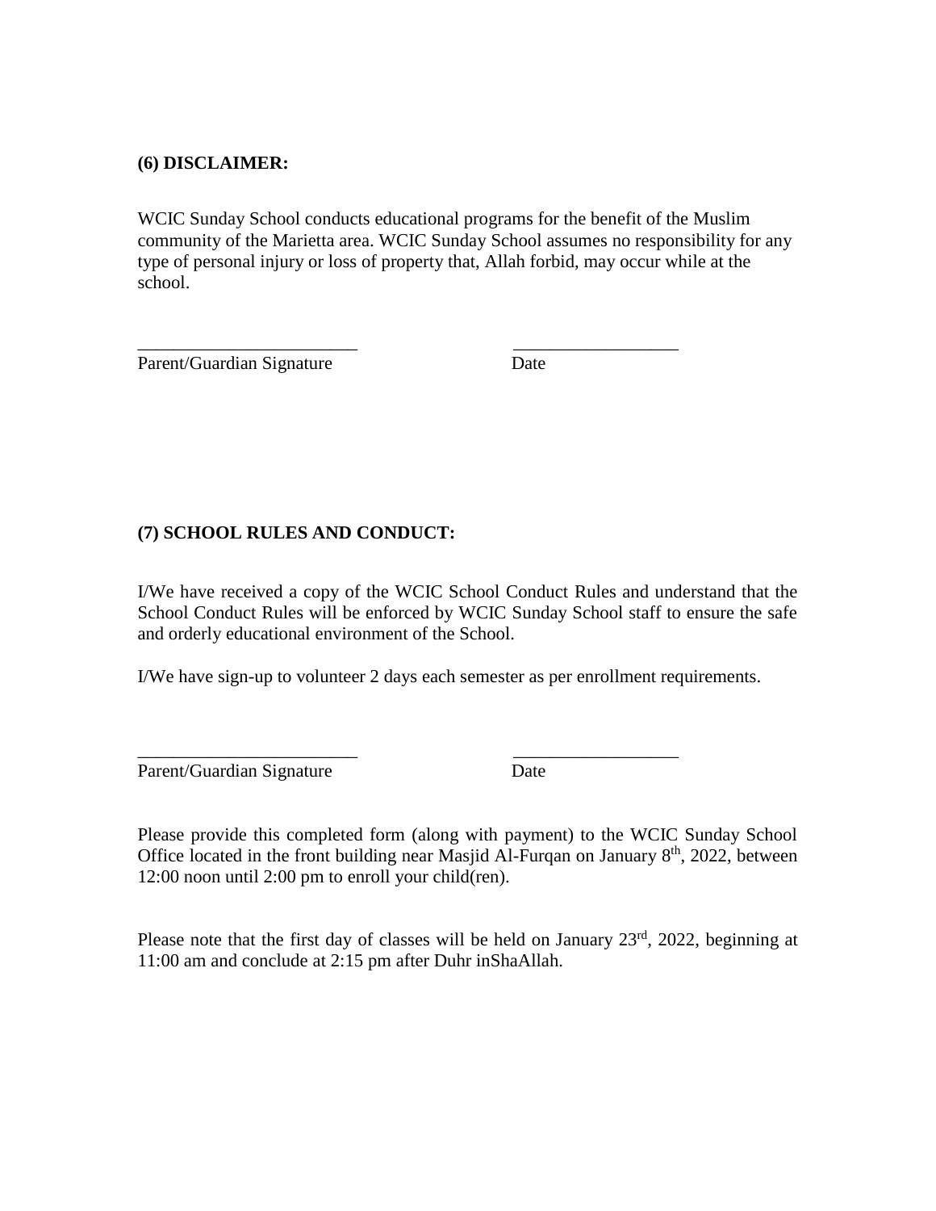**(6) DISCLAIMER:**

WCIC Sunday School conducts educational programs for the benefit of the Muslim community of the Marietta area. WCIC Sunday School assumes no responsibility for any type of personal injury or loss of property that, Allah forbid, may occur while at the school.

________________________ ________________

Parent/Guardian Signature Date

**(7) SCHOOL RULES AND CONDUCT:**

I/We have received a copy of the WCIC School Conduct Rules and understand that the School Conduct Rules will be enforced by WCIC Sunday School staff to ensure the safe and orderly educational environment of the School.

I/We have sign-up to volunteer 2 days each semester as per enrollment requirements.

________________________ ________________

Parent/Guardian Signature Date

Please provide this completed form (along with payment) to the WCIC Sunday School Office located in the front building near Masjid Al-Furqan on January 8th, 2022, between 12:00 noon until 2:00 pm to enroll your child(ren).

Please note that the first day of classes will be held on January 23rd, 2022, beginning at 11:00 am and conclude at 2:15 pm after Duhr inShaAllah.